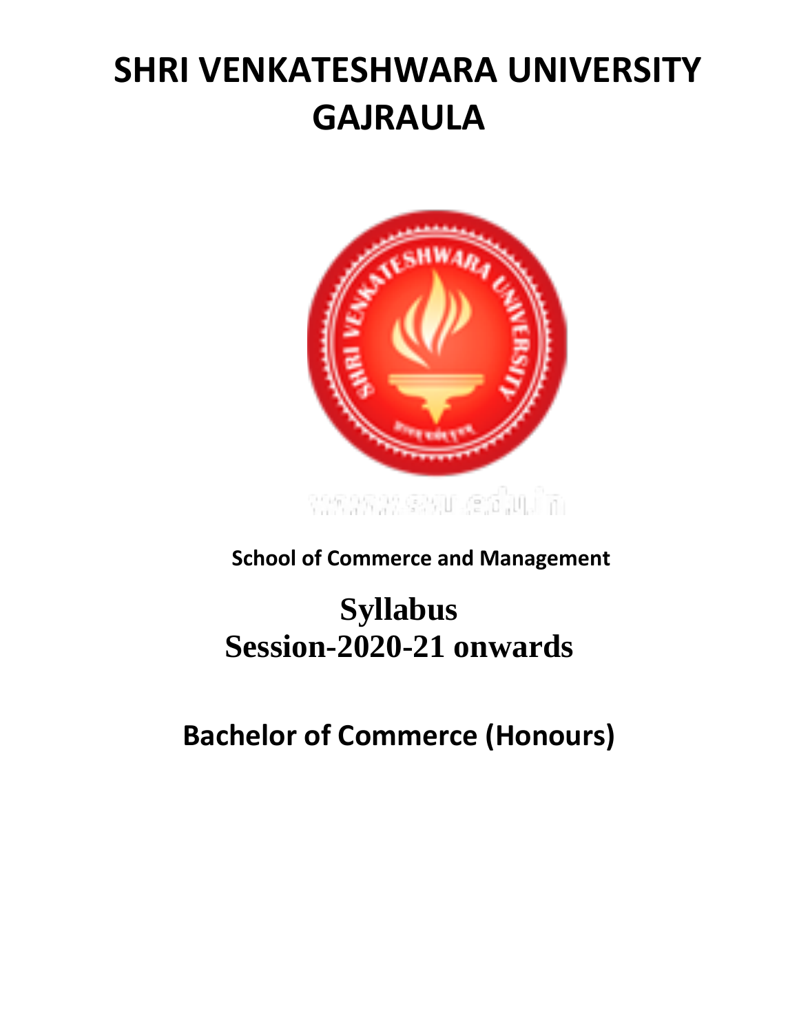# SHRI VENKATESHWARA UNIVERSITY GAJRAULA

**School of Commerce and Management**

## Syllabus
## Session-2020-21 onwards

## Bachelor of Commerce (Honours)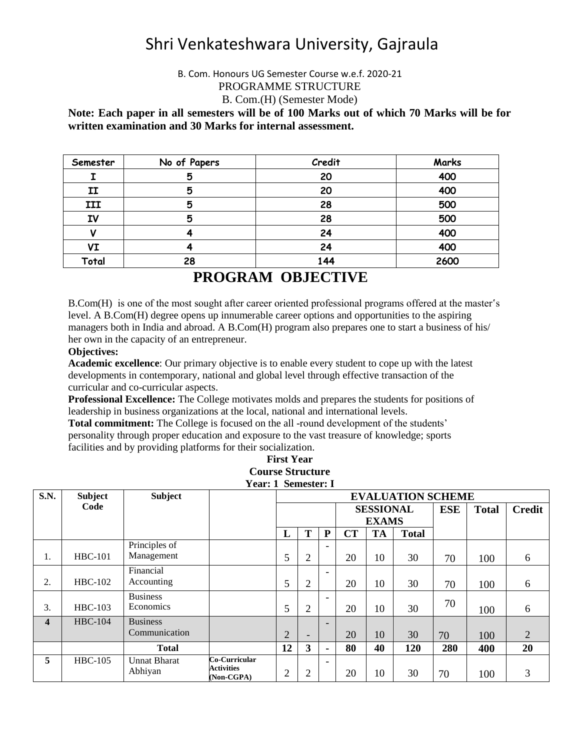# Shri Venkateshwara University, Gajraula

B. Com. Honours UG Semester Course w.e.f. 2020-21

PROGRAMME STRUCTURE

B. Com.(H) (Semester Mode)

**Note: Each paper in all semesters will be of 100 Marks out of which 70 Marks will be for written examination and 30 Marks for internal assessment.**

| Semester | No of Papers | Credit | Marks |
|---|---|---|---|
| I | 5 | 20 | 400 |
| II | 5 | 20 | 400 |
| III | 5 | 28 | 500 |
| IV | 5 | 28 | 500 |
| V | 4 | 24 | 400 |
| VI | 4 | 24 | 400 |
| Total | 28 | 144 | 2600 |

## PROGRAM OBJECTIVE

B.Com(H) is one of the most sought after career oriented professional programs offered at the master's level. A B.Com(H) degree opens up innumerable career options and opportunities to the aspiring managers both in India and abroad. A B.Com(H) program also prepares one to start a business of his/ her own in the capacity of an entrepreneur.

**Objectives:**

**Academic excellence**: Our primary objective is to enable every student to cope up with the latest developments in contemporary, national and global level through effective transaction of the curricular and co-curricular aspects.

**Professional Excellence:** The College motivates molds and prepares the students for positions of leadership in business organizations at the local, national and international levels.

**Total commitment:** The College is focused on the all -round development of the students' personality through proper education and exposure to the vast treasure of knowledge; sports facilities and by providing platforms for their socialization.

**First Year**

**Course Structure**

**Year: 1 Semester: I**

| S.N. | Subject Code | Subject | | EVALUATION SCHEME | | | | | | | | |
|---|---|---|---|---|---|---|---|---|---|---|---|---|
| | | | | | | | SESSIONAL EXAMS | | | ESE | Total | Credit |
| | | | | L | T | P | CT | TA | Total | | | |
| 1. | HBC-101 | Principles of Management | | 5 | 2 | - | 20 | 10 | 30 | 70 | 100 | 6 |
| 2. | HBC-102 | Financial Accounting | | 5 | 2 | - | 20 | 10 | 30 | 70 | 100 | 6 |
| 3. | HBC-103 | Business Economics | | 5 | 2 | - | 20 | 10 | 30 | 70 | 100 | 6 |
| **4** | HBC-104 | Business Communication | | 2 | - | - | 20 | 10 | 30 | 70 | 100 | 2 |
| | | **Total** | | **12** | **3** | **-** | **80** | **40** | **120** | **280** | **400** | **20** |
| **5** | HBC-105 | Unnat Bharat Abhiyan | **Co-Curricular Activities (Non-CGPA)** | 2 | 2 | - | 20 | 10 | 30 | 70 | 100 | 3 |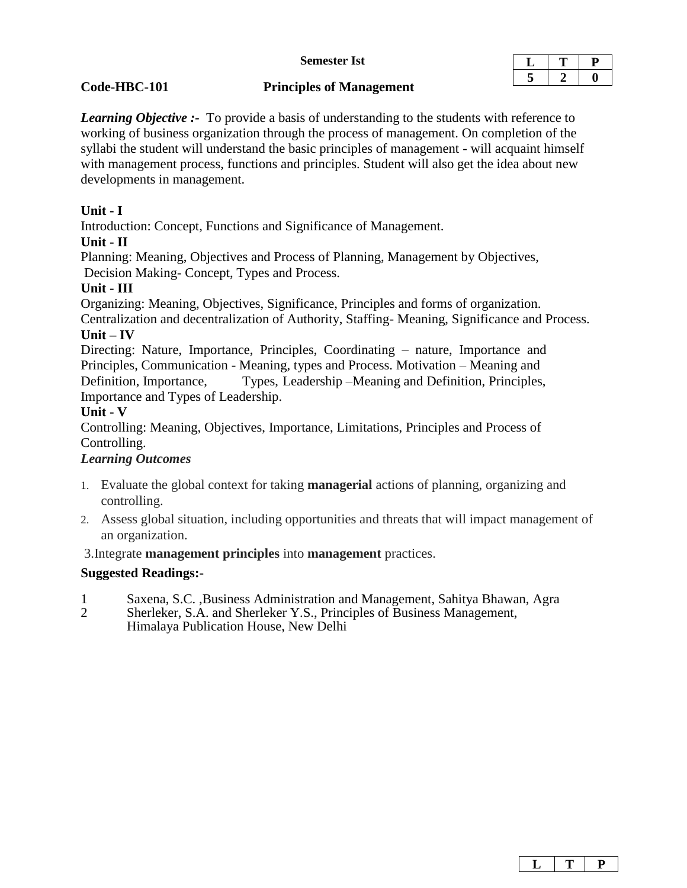**Semester Ist**

| L | T | P |
|---|---|---|
| 5 | 2 | 0 |

**Code-HBC-101** **Principles of Management**

***Learning Objective :-*** To provide a basis of understanding to the students with reference to working of business organization through the process of management. On completion of the syllabi the student will understand the basic principles of management - will acquaint himself with management process, functions and principles. Student will also get the idea about new developments in management.

**Unit - I**

Introduction: Concept, Functions and Significance of Management.

**Unit - II**

Planning: Meaning, Objectives and Process of Planning, Management by Objectives, Decision Making- Concept, Types and Process.

**Unit - III**

Organizing: Meaning, Objectives, Significance, Principles and forms of organization. Centralization and decentralization of Authority, Staffing- Meaning, Significance and Process.

**Unit – IV**

Directing: Nature, Importance, Principles, Coordinating – nature, Importance and Principles, Communication - Meaning, types and Process. Motivation – Meaning and Definition, Importance, Types, Leadership –Meaning and Definition, Principles, Importance and Types of Leadership.

**Unit - V**

Controlling: Meaning, Objectives, Importance, Limitations, Principles and Process of Controlling.

***Learning Outcomes***

1. Evaluate the global context for taking **managerial** actions of planning, organizing and controlling.
2. Assess global situation, including opportunities and threats that will impact management of an organization.
3. Integrate **management principles** into **management** practices.

**Suggested Readings:-**

1. Saxena, S.C. ,Business Administration and Management, Sahitya Bhawan, Agra
2. Sherleker, S.A. and Sherleker Y.S., Principles of Business Management, Himalaya Publication House, New Delhi

| L | T | P |
|---|---|---|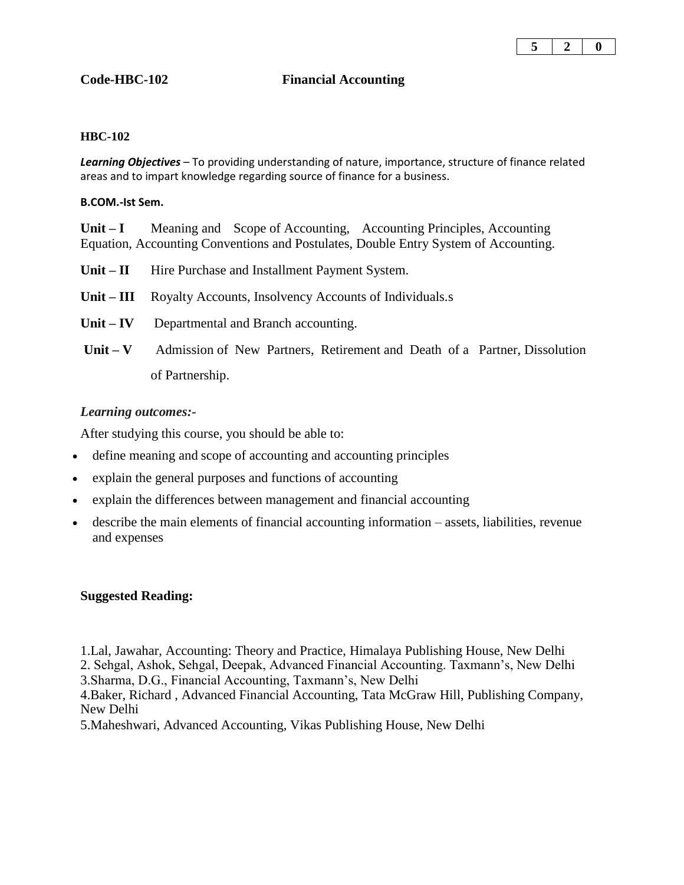| 5 | 2 | 0 |
|---|---|---|

**Code-HBC-102** **Financial Accounting**

**HBC-102**

***Learning Objectives*** – To providing understanding of nature, importance, structure of finance related areas and to impart knowledge regarding source of finance for a business.

**B.COM.-Ist Sem.**

**Unit – I** Meaning and Scope of Accounting, Accounting Principles, Accounting Equation, Accounting Conventions and Postulates, Double Entry System of Accounting.

**Unit – II** Hire Purchase and Installment Payment System.

**Unit – III** Royalty Accounts, Insolvency Accounts of Individuals.s

**Unit – IV** Departmental and Branch accounting.

**Unit – V** Admission of New Partners, Retirement and Death of a Partner, Dissolution of Partnership.

***Learning outcomes:-***

After studying this course, you should be able to:

- define meaning and scope of accounting and accounting principles
- explain the general purposes and functions of accounting
- explain the differences between management and financial accounting
- describe the main elements of financial accounting information – assets, liabilities, revenue and expenses

**Suggested Reading:**

1.Lal, Jawahar, Accounting: Theory and Practice, Himalaya Publishing House, New Delhi
2. Sehgal, Ashok, Sehgal, Deepak, Advanced Financial Accounting. Taxmann's, New Delhi
3.Sharma, D.G., Financial Accounting, Taxmann's, New Delhi
4.Baker, Richard , Advanced Financial Accounting, Tata McGraw Hill, Publishing Company, New Delhi
5.Maheshwari, Advanced Accounting, Vikas Publishing House, New Delhi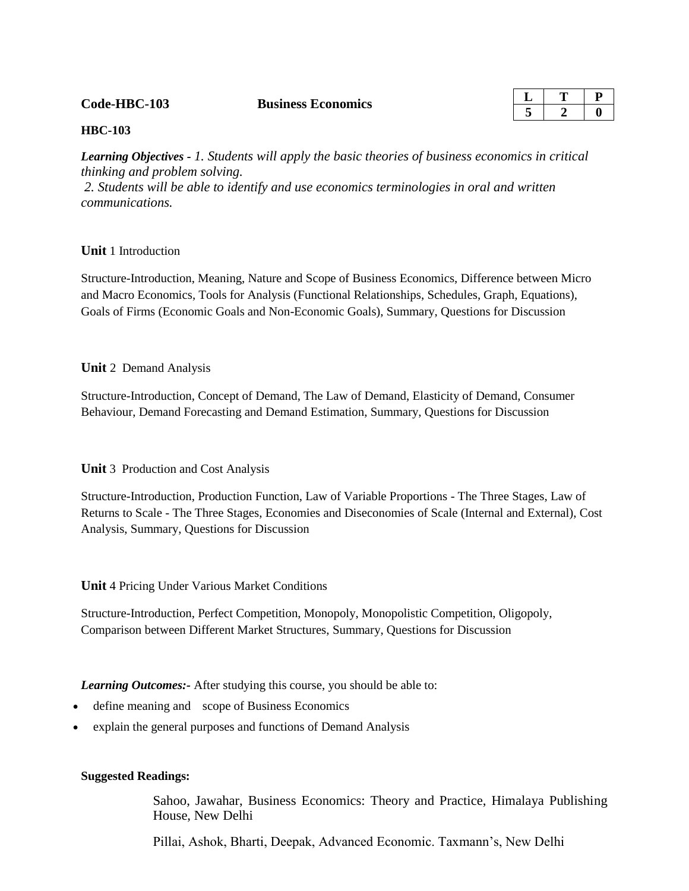**Code-HBC-103** **Business Economics**

| L | T | P |
|---|---|---|
| 5 | 2 | 0 |

**HBC-103**

***Learning Objectives*** *- 1. Students will apply the basic theories of business economics in critical thinking and problem solving.*
*2. Students will be able to identify and use economics terminologies in oral and written communications.*

**Unit** 1 Introduction

Structure-Introduction, Meaning, Nature and Scope of Business Economics, Difference between Micro and Macro Economics, Tools for Analysis (Functional Relationships, Schedules, Graph, Equations), Goals of Firms (Economic Goals and Non-Economic Goals), Summary, Questions for Discussion

**Unit** 2 Demand Analysis

Structure-Introduction, Concept of Demand, The Law of Demand, Elasticity of Demand, Consumer Behaviour, Demand Forecasting and Demand Estimation, Summary, Questions for Discussion

**Unit** 3 Production and Cost Analysis

Structure-Introduction, Production Function, Law of Variable Proportions - The Three Stages, Law of Returns to Scale - The Three Stages, Economies and Diseconomies of Scale (Internal and External), Cost Analysis, Summary, Questions for Discussion

**Unit** 4 Pricing Under Various Market Conditions

Structure-Introduction, Perfect Competition, Monopoly, Monopolistic Competition, Oligopoly, Comparison between Different Market Structures, Summary, Questions for Discussion

***Learning Outcomes:-*** After studying this course, you should be able to:

- define meaning and scope of Business Economics
- explain the general purposes and functions of Demand Analysis

**Suggested Readings:**

Sahoo, Jawahar, Business Economics: Theory and Practice, Himalaya Publishing House, New Delhi

Pillai, Ashok, Bharti, Deepak, Advanced Economic. Taxmann's, New Delhi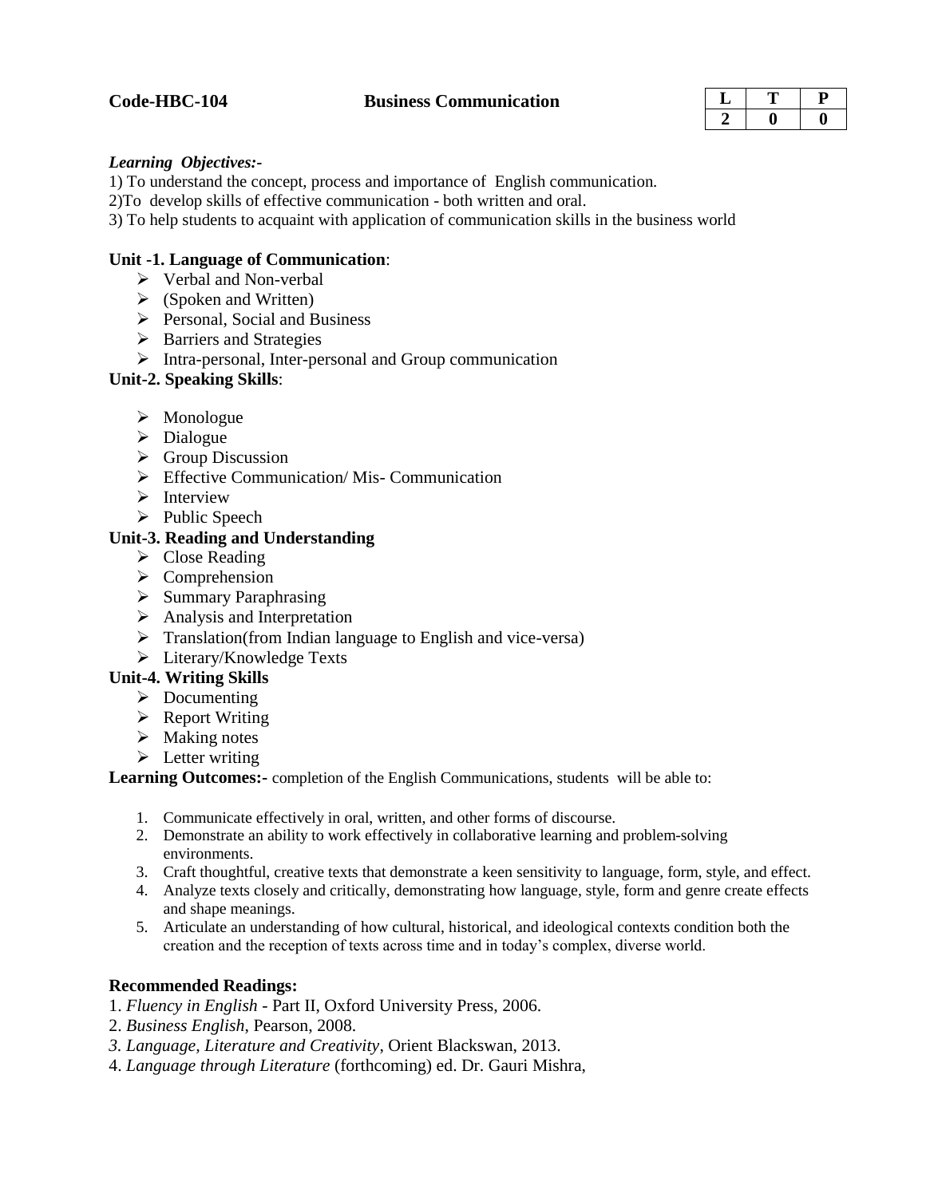**Code-HBC-104** **Business Communication**

| L | T | P |
|---|---|---|
| 2 | 0 | 0 |

***Learning Objectives:-***

1) To understand the concept, process and importance of English communication.
2)To develop skills of effective communication - both written and oral.
3) To help students to acquaint with application of communication skills in the business world

**Unit -1. Language of Communication**:

- Verbal and Non-verbal
- (Spoken and Written)
- Personal, Social and Business
- Barriers and Strategies
- Intra-personal, Inter-personal and Group communication

**Unit-2. Speaking Skills**:

- Monologue
- Dialogue
- Group Discussion
- Effective Communication/ Mis- Communication
- Interview
- Public Speech

**Unit-3. Reading and Understanding**

- Close Reading
- Comprehension
- Summary Paraphrasing
- Analysis and Interpretation
- Translation(from Indian language to English and vice-versa)
- Literary/Knowledge Texts

**Unit-4. Writing Skills**

- Documenting
- Report Writing
- Making notes
- Letter writing

**Learning Outcomes:-** completion of the English Communications, students will be able to:

1. Communicate effectively in oral, written, and other forms of discourse.
2. Demonstrate an ability to work effectively in collaborative learning and problem-solving environments.
3. Craft thoughtful, creative texts that demonstrate a keen sensitivity to language, form, style, and effect.
4. Analyze texts closely and critically, demonstrating how language, style, form and genre create effects and shape meanings.
5. Articulate an understanding of how cultural, historical, and ideological contexts condition both the creation and the reception of texts across time and in today's complex, diverse world.

**Recommended Readings:**

1. *Fluency in English* - Part II, Oxford University Press, 2006.
2. *Business English*, Pearson, 2008.
3. *Language, Literature and Creativity*, Orient Blackswan, 2013.
4. *Language through Literature* (forthcoming) ed. Dr. Gauri Mishra,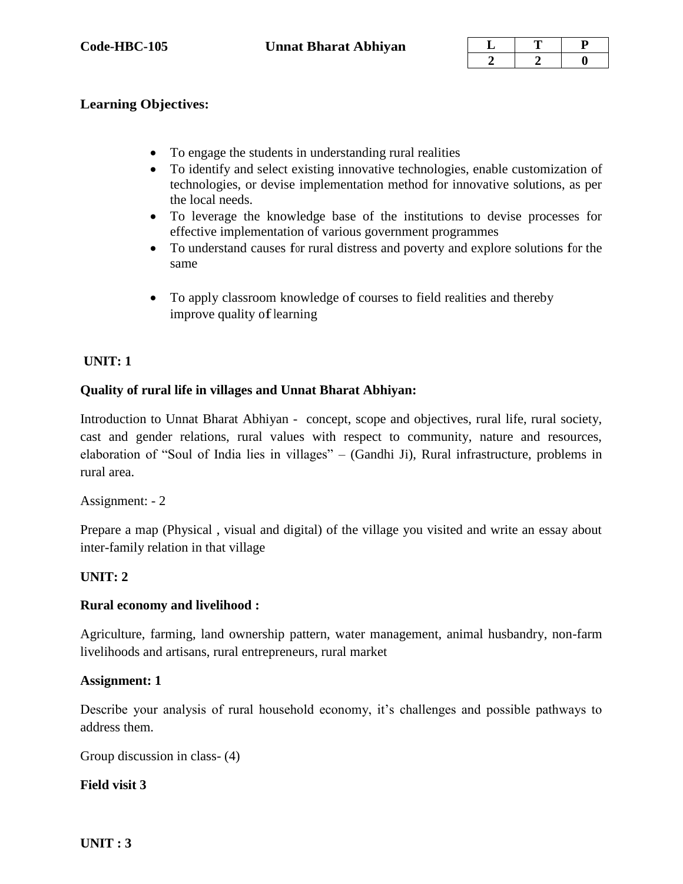**Code-HBC-105** **Unnat Bharat Abhiyan**

| L | T | P |
|---|---|---|
| 2 | 2 | 0 |

**Learning Objectives:**

- To engage the students in understanding rural realities
- To identify and select existing innovative technologies, enable customization of technologies, or devise implementation method for innovative solutions, as per the local needs.
- To leverage the knowledge base of the institutions to devise processes for effective implementation of various government programmes
- To understand causes for rural distress and poverty and explore solutions for the same
- To apply classroom knowledge of courses to field realities and thereby improve quality of learning

**UNIT: 1**

**Quality of rural life in villages and Unnat Bharat Abhiyan:**

Introduction to Unnat Bharat Abhiyan - concept, scope and objectives, rural life, rural society, cast and gender relations, rural values with respect to community, nature and resources, elaboration of "Soul of India lies in villages" – (Gandhi Ji), Rural infrastructure, problems in rural area.

Assignment: - 2

Prepare a map (Physical , visual and digital) of the village you visited and write an essay about inter-family relation in that village

**UNIT: 2**

**Rural economy and livelihood :**

Agriculture, farming, land ownership pattern, water management, animal husbandry, non-farm livelihoods and artisans, rural entrepreneurs, rural market

**Assignment: 1**

Describe your analysis of rural household economy, it's challenges and possible pathways to address them.

Group discussion in class- (4)

**Field visit 3**

**UNIT : 3**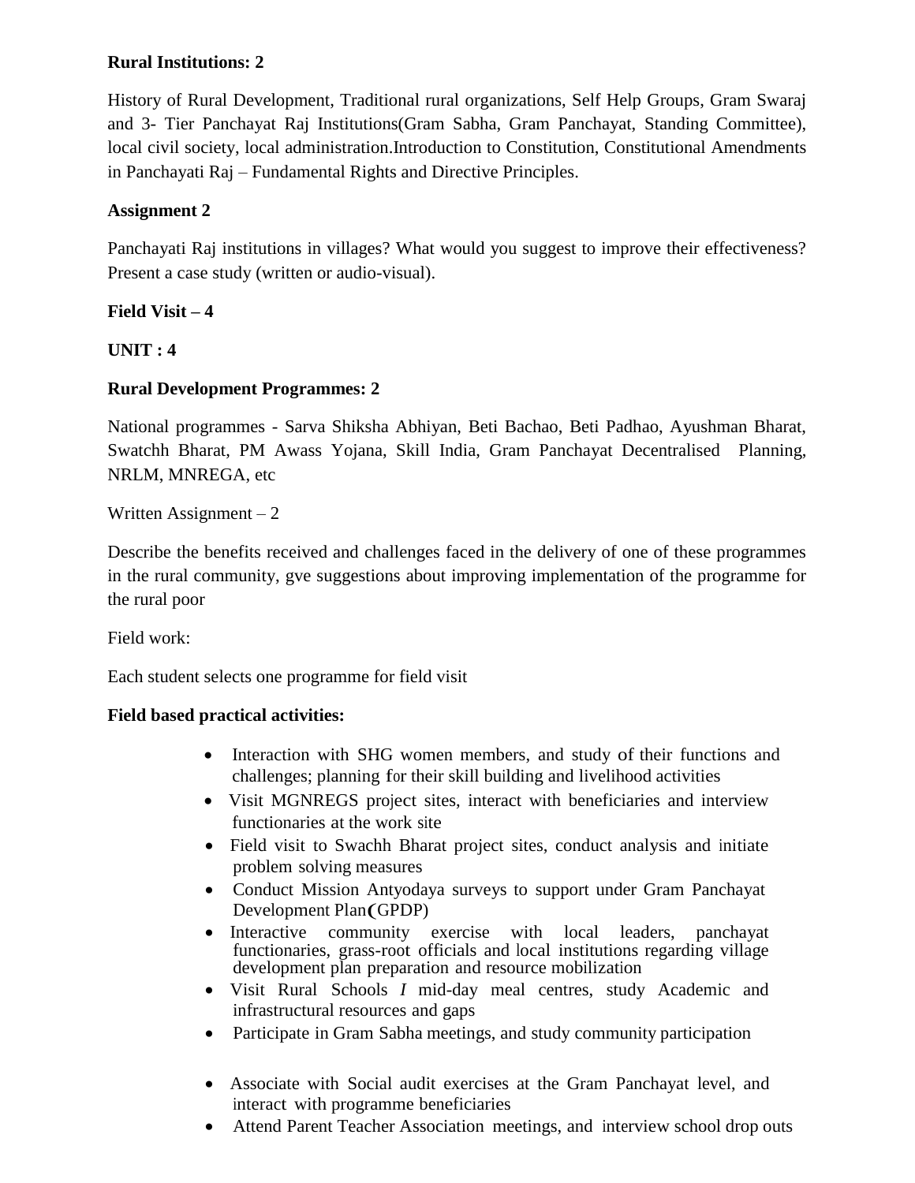**Rural Institutions: 2**

History of Rural Development, Traditional rural organizations, Self Help Groups, Gram Swaraj and 3- Tier Panchayat Raj Institutions(Gram Sabha, Gram Panchayat, Standing Committee), local civil society, local administration.Introduction to Constitution, Constitutional Amendments in Panchayati Raj – Fundamental Rights and Directive Principles.

**Assignment 2**

Panchayati Raj institutions in villages? What would you suggest to improve their effectiveness? Present a case study (written or audio-visual).

**Field Visit – 4**

**UNIT : 4**

**Rural Development Programmes: 2**

National programmes - Sarva Shiksha Abhiyan, Beti Bachao, Beti Padhao, Ayushman Bharat, Swatchh Bharat, PM Awass Yojana, Skill India, Gram Panchayat Decentralised Planning, NRLM, MNREGA, etc

Written Assignment – 2

Describe the benefits received and challenges faced in the delivery of one of these programmes in the rural community, gve suggestions about improving implementation of the programme for the rural poor

Field work:

Each student selects one programme for field visit

**Field based practical activities:**

- Interaction with SHG women members, and study of their functions and challenges; planning for their skill building and livelihood activities
- Visit MGNREGS project sites, interact with beneficiaries and interview functionaries at the work site
- Field visit to Swachh Bharat project sites, conduct analysis and initiate problem solving measures
- Conduct Mission Antyodaya surveys to support under Gram Panchayat Development Plan(GPDP)
- Interactive community exercise with local leaders, panchayat functionaries, grass-root officials and local institutions regarding village development plan preparation and resource mobilization
- Visit Rural Schools *I* mid-day meal centres, study Academic and infrastructural resources and gaps
- Participate in Gram Sabha meetings, and study community participation
- Associate with Social audit exercises at the Gram Panchayat level, and interact with programme beneficiaries
- Attend Parent Teacher Association meetings, and interview school drop outs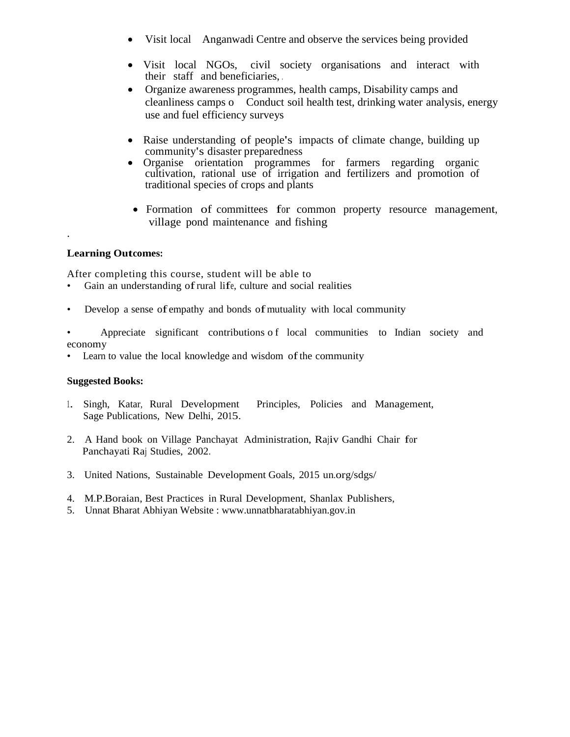- Visit local Anganwadi Centre and observe the services being provided
- Visit local NGOs, civil society organisations and interact with their staff and beneficiaries, .
- Organize awareness programmes, health camps, Disability camps and cleanliness camps o Conduct soil health test, drinking water analysis, energy use and fuel efficiency surveys
- Raise understanding of people's impacts of climate change, building up community's disaster preparedness
- Organise orientation programmes for farmers regarding organic cultivation, rational use of irrigation and fertilizers and promotion of traditional species of crops and plants
- Formation of committees for common property resource management, village pond maintenance and fishing

.

**Learning Outcomes:**

After completing this course, student will be able to

- Gain an understanding of rural life, culture and social realities
- Develop a sense of empathy and bonds of mutuality with local community
- Appreciate significant contributions of local communities to Indian society and economy
- Learn to value the local knowledge and wisdom of the community

**Suggested Books:**

1. Singh, Katar, Rural Development Principles, Policies and Management, Sage Publications, New Delhi, 2015.
2. A Hand book on Village Panchayat Administration, Rajiv Gandhi Chair for Panchayati Raj Studies, 2002.
3. United Nations, Sustainable Development Goals, 2015 un.org/sdgs/
4. M.P.Boraian, Best Practices in Rural Development, Shanlax Publishers,
5. Unnat Bharat Abhiyan Website : www.unnatbharatabhiyan.gov.in